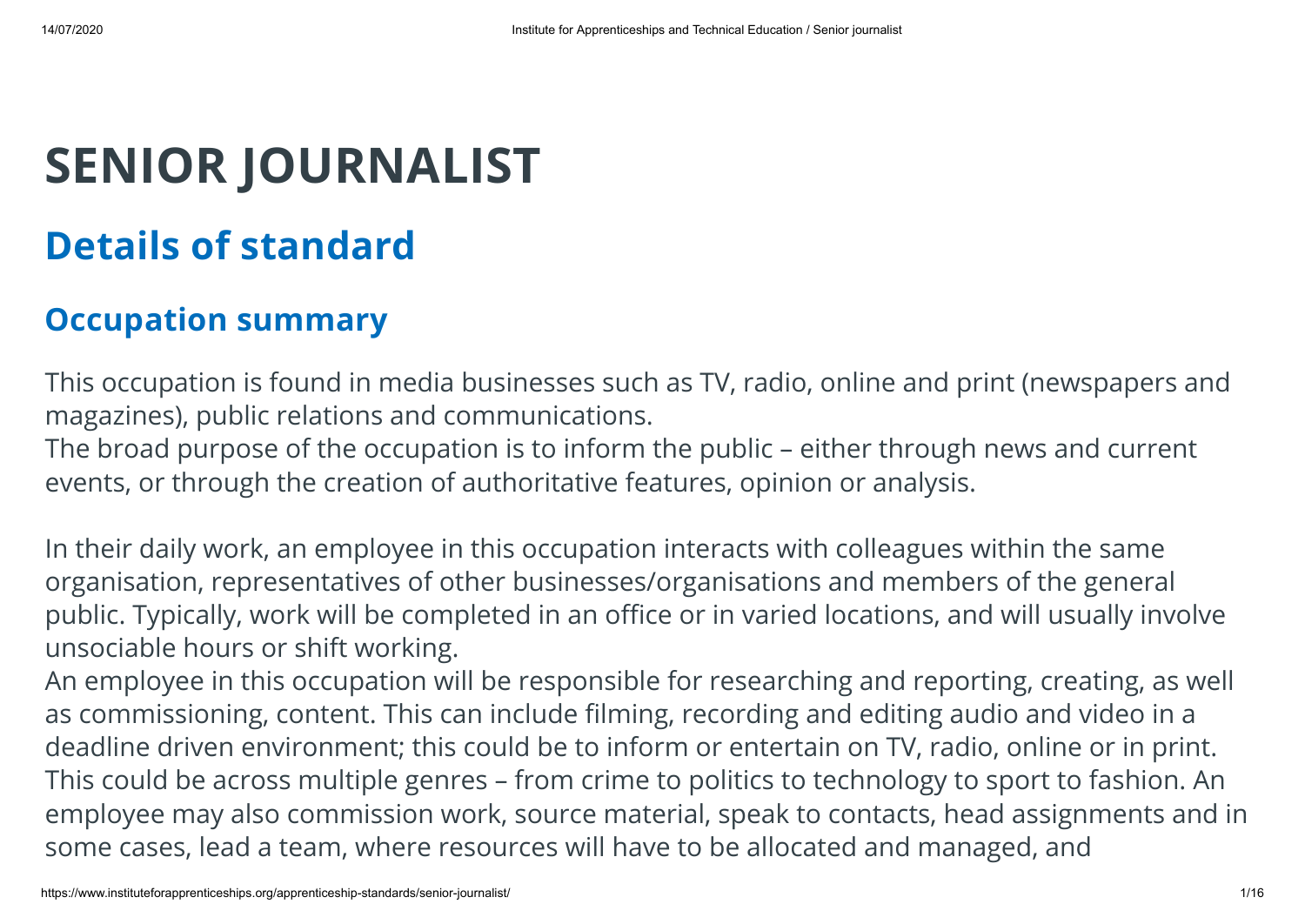# SENIOR JOURNALIST

## Details of standard

### Occupation summary

This occupation is found in media businesses such as TV, radio, online and print (newspapers and magazines), public relations and communications.
The broad purpose of the occupation is to inform the public – either through news and current events, or through the creation of authoritative features, opinion or analysis.

In their daily work, an employee in this occupation interacts with colleagues within the same organisation, representatives of other businesses/organisations and members of the general public. Typically, work will be completed in an office or in varied locations, and will usually involve unsociable hours or shift working.
An employee in this occupation will be responsible for researching and reporting, creating, as well as commissioning, content. This can include filming, recording and editing audio and video in a deadline driven environment; this could be to inform or entertain on TV, radio, online or in print. This could be across multiple genres – from crime to politics to technology to sport to fashion. An employee may also commission work, source material, speak to contacts, head assignments and in some cases, lead a team, where resources will have to be allocated and managed, and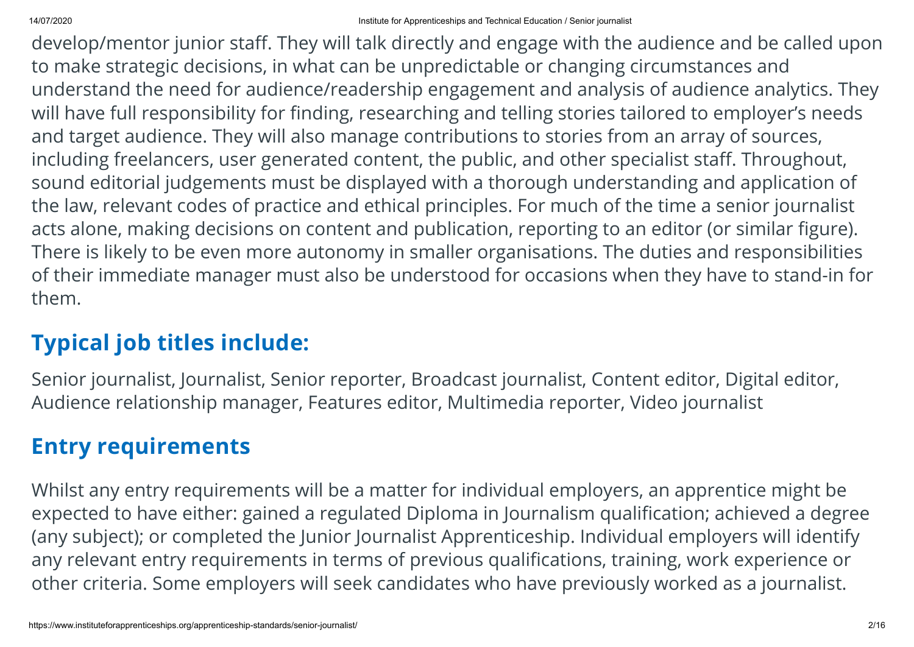develop/mentor junior staff. They will talk directly and engage with the audience and be called upon to make strategic decisions, in what can be unpredictable or changing circumstances and understand the need for audience/readership engagement and analysis of audience analytics. They will have full responsibility for finding, researching and telling stories tailored to employer's needs and target audience. They will also manage contributions to stories from an array of sources, including freelancers, user generated content, the public, and other specialist staff. Throughout, sound editorial judgements must be displayed with a thorough understanding and application of the law, relevant codes of practice and ethical principles. For much of the time a senior journalist acts alone, making decisions on content and publication, reporting to an editor (or similar figure). There is likely to be even more autonomy in smaller organisations. The duties and responsibilities of their immediate manager must also be understood for occasions when they have to stand-in for them.

## Typical job titles include:

Senior journalist, Journalist, Senior reporter, Broadcast journalist, Content editor, Digital editor, Audience relationship manager, Features editor, Multimedia reporter, Video journalist

## Entry requirements

Whilst any entry requirements will be a matter for individual employers, an apprentice might be expected to have either: gained a regulated Diploma in Journalism qualification; achieved a degree (any subject); or completed the Junior Journalist Apprenticeship. Individual employers will identify any relevant entry requirements in terms of previous qualifications, training, work experience or other criteria. Some employers will seek candidates who have previously worked as a journalist.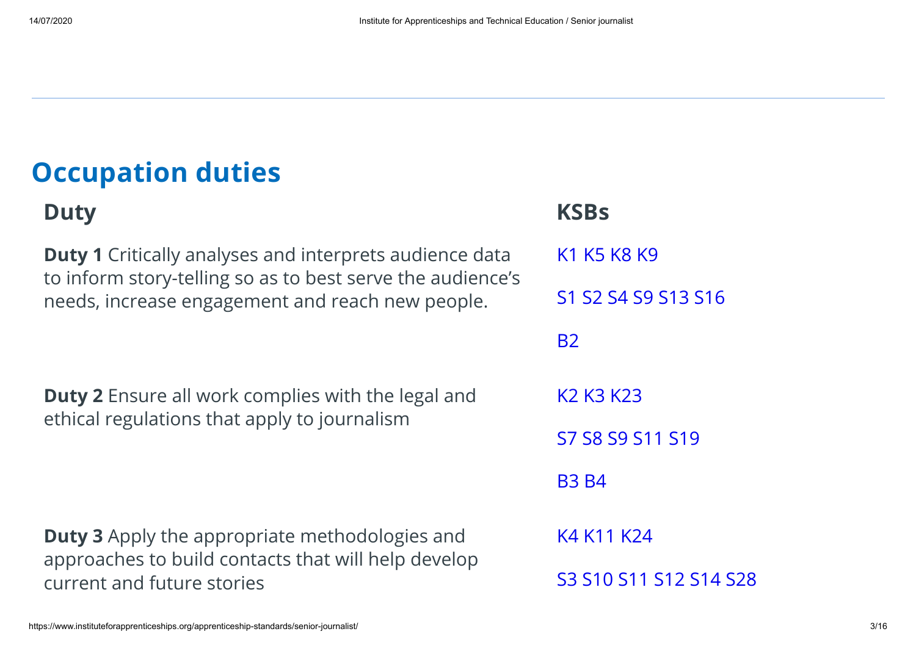## Occupation duties

| Duty | KSBs |
| --- | --- |
| **Duty 1** Critically analyses and interprets audience data to inform story-telling so as to best serve the audience's needs, increase engagement and reach new people. | K1 K5 K8 K9<br><br>S1 S2 S4 S9 S13 S16<br><br>B2 |
| **Duty 2** Ensure all work complies with the legal and ethical regulations that apply to journalism | K2 K3 K23<br><br>S7 S8 S9 S11 S19<br><br>B3 B4 |
| **Duty 3** Apply the appropriate methodologies and approaches to build contacts that will help develop current and future stories | K4 K11 K24<br><br>S3 S10 S11 S12 S14 S28 |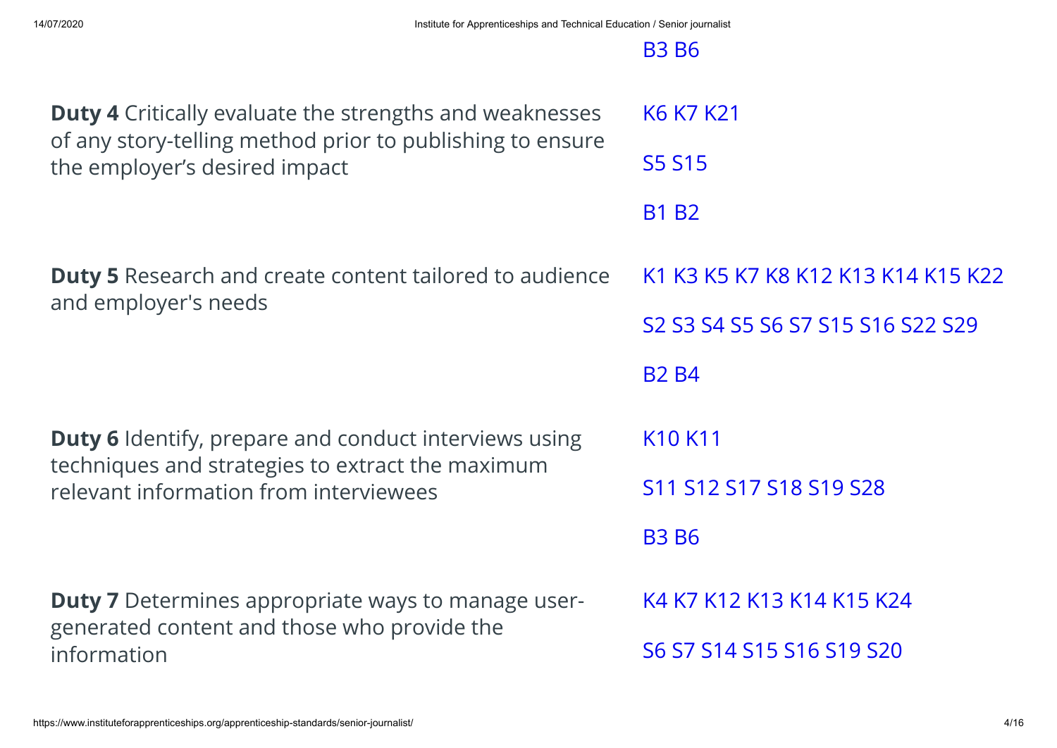| | |
|---|---|
| | B3 B6 |
| **Duty 4** Critically evaluate the strengths and weaknesses of any story-telling method prior to publishing to ensure the employer’s desired impact | K6 K7 K21<br><br>S5 S15<br><br>B1 B2 |
| **Duty 5** Research and create content tailored to audience and employer's needs | K1 K3 K5 K7 K8 K12 K13 K14 K15 K22<br><br>S2 S3 S4 S5 S6 S7 S15 S16 S22 S29<br><br>B2 B4 |
| **Duty 6** Identify, prepare and conduct interviews using techniques and strategies to extract the maximum relevant information from interviewees | K10 K11<br><br>S11 S12 S17 S18 S19 S28<br><br>B3 B6 |
| **Duty 7** Determines appropriate ways to manage user-generated content and those who provide the information | K4 K7 K12 K13 K14 K15 K24<br><br>S6 S7 S14 S15 S16 S19 S20 |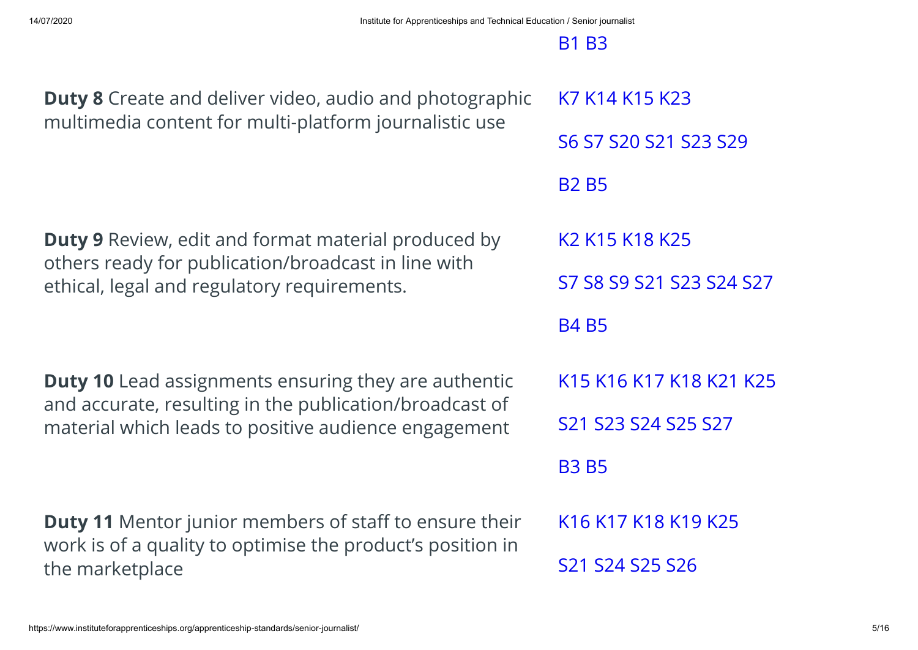| Duty | KSBs |
| --- | --- |
| | B1 B3 |
| **Duty 8** Create and deliver video, audio and photographic multimedia content for multi-platform journalistic use | K7 K14 K15 K23<br><br>S6 S7 S20 S21 S23 S29<br><br>B2 B5 |
| **Duty 9** Review, edit and format material produced by others ready for publication/broadcast in line with ethical, legal and regulatory requirements. | K2 K15 K18 K25<br><br>S7 S8 S9 S21 S23 S24 S27<br><br>B4 B5 |
| **Duty 10** Lead assignments ensuring they are authentic and accurate, resulting in the publication/broadcast of material which leads to positive audience engagement | K15 K16 K17 K18 K21 K25<br><br>S21 S23 S24 S25 S27<br><br>B3 B5 |
| **Duty 11** Mentor junior members of staff to ensure their work is of a quality to optimise the product's position in the marketplace | K16 K17 K18 K19 K25<br><br>S21 S24 S25 S26 |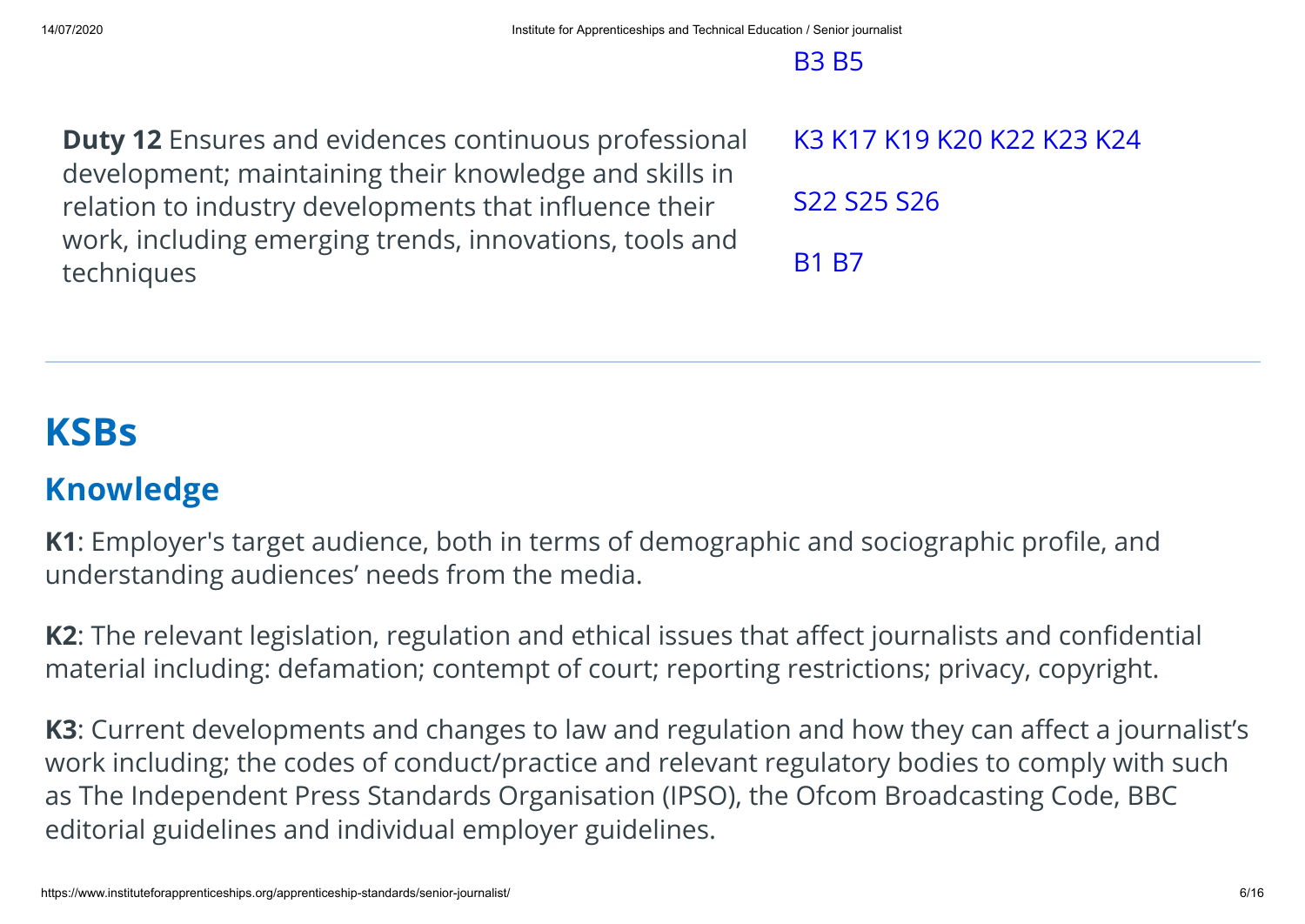| | |
|---|---|
| | B3 B5 |
| **Duty 12** Ensures and evidences continuous professional development; maintaining their knowledge and skills in relation to industry developments that influence their work, including emerging trends, innovations, tools and techniques | K3 K17 K19 K20 K22 K23 K24<br><br>S22 S25 S26<br><br>B1 B7 |

# KSBs

## Knowledge

**K1**: Employer's target audience, both in terms of demographic and sociographic profile, and understanding audiences' needs from the media.

**K2**: The relevant legislation, regulation and ethical issues that affect journalists and confidential material including: defamation; contempt of court; reporting restrictions; privacy, copyright.

**K3**: Current developments and changes to law and regulation and how they can affect a journalist's work including; the codes of conduct/practice and relevant regulatory bodies to comply with such as The Independent Press Standards Organisation (IPSO), the Ofcom Broadcasting Code, BBC editorial guidelines and individual employer guidelines.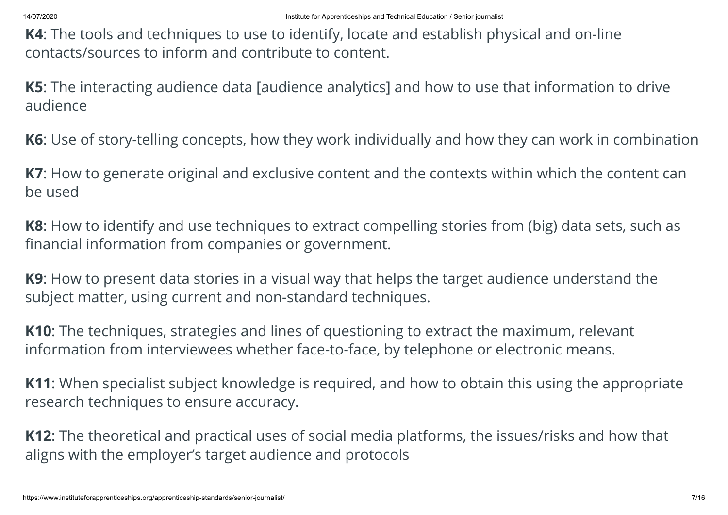**K4**: The tools and techniques to use to identify, locate and establish physical and on-line contacts/sources to inform and contribute to content.

**K5**: The interacting audience data [audience analytics] and how to use that information to drive audience

**K6**: Use of story-telling concepts, how they work individually and how they can work in combination

**K7**: How to generate original and exclusive content and the contexts within which the content can be used

**K8**: How to identify and use techniques to extract compelling stories from (big) data sets, such as financial information from companies or government.

**K9**: How to present data stories in a visual way that helps the target audience understand the subject matter, using current and non-standard techniques.

**K10**: The techniques, strategies and lines of questioning to extract the maximum, relevant information from interviewees whether face-to-face, by telephone or electronic means.

**K11**: When specialist subject knowledge is required, and how to obtain this using the appropriate research techniques to ensure accuracy.

**K12**: The theoretical and practical uses of social media platforms, the issues/risks and how that aligns with the employer's target audience and protocols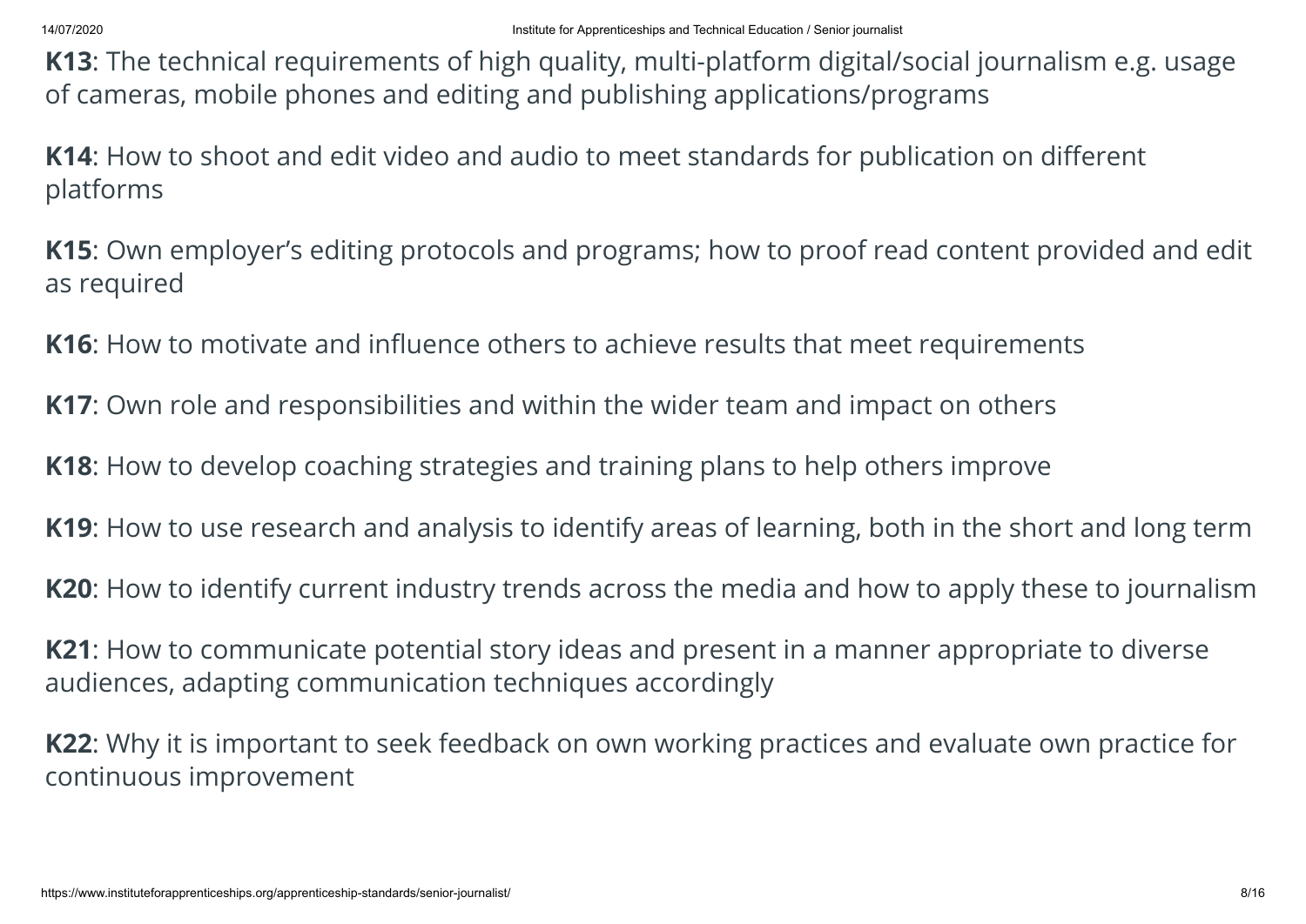**K13**: The technical requirements of high quality, multi-platform digital/social journalism e.g. usage of cameras, mobile phones and editing and publishing applications/programs

**K14**: How to shoot and edit video and audio to meet standards for publication on different platforms

**K15**: Own employer's editing protocols and programs; how to proof read content provided and edit as required

**K16**: How to motivate and influence others to achieve results that meet requirements

**K17**: Own role and responsibilities and within the wider team and impact on others

**K18**: How to develop coaching strategies and training plans to help others improve

**K19**: How to use research and analysis to identify areas of learning, both in the short and long term

**K20**: How to identify current industry trends across the media and how to apply these to journalism

**K21**: How to communicate potential story ideas and present in a manner appropriate to diverse audiences, adapting communication techniques accordingly

**K22**: Why it is important to seek feedback on own working practices and evaluate own practice for continuous improvement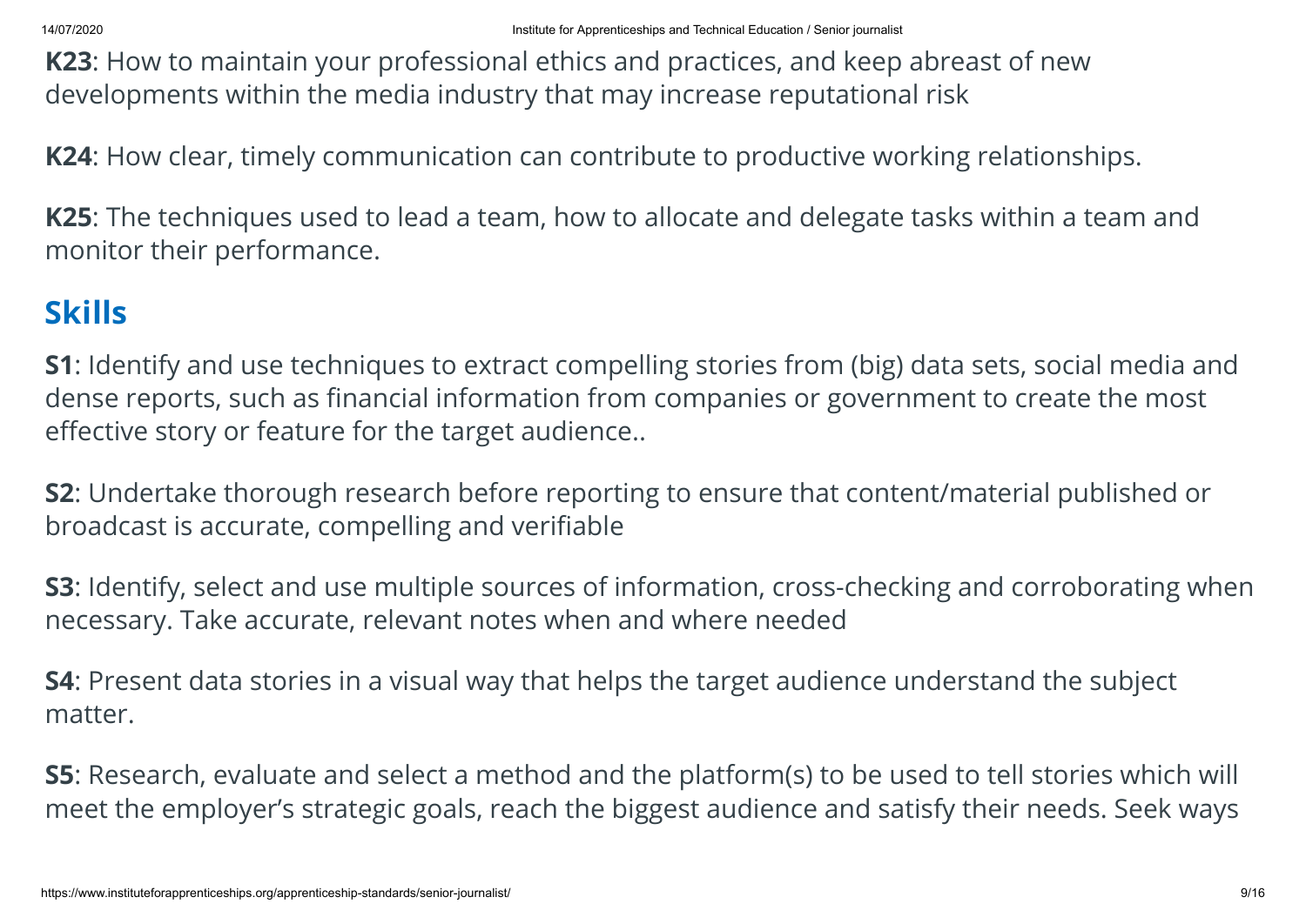**K23**: How to maintain your professional ethics and practices, and keep abreast of new developments within the media industry that may increase reputational risk

**K24**: How clear, timely communication can contribute to productive working relationships.

**K25**: The techniques used to lead a team, how to allocate and delegate tasks within a team and monitor their performance.

## Skills

**S1**: Identify and use techniques to extract compelling stories from (big) data sets, social media and dense reports, such as financial information from companies or government to create the most effective story or feature for the target audience..

**S2**: Undertake thorough research before reporting to ensure that content/material published or broadcast is accurate, compelling and verifiable

**S3**: Identify, select and use multiple sources of information, cross-checking and corroborating when necessary. Take accurate, relevant notes when and where needed

**S4**: Present data stories in a visual way that helps the target audience understand the subject matter.

**S5**: Research, evaluate and select a method and the platform(s) to be used to tell stories which will meet the employer's strategic goals, reach the biggest audience and satisfy their needs. Seek ways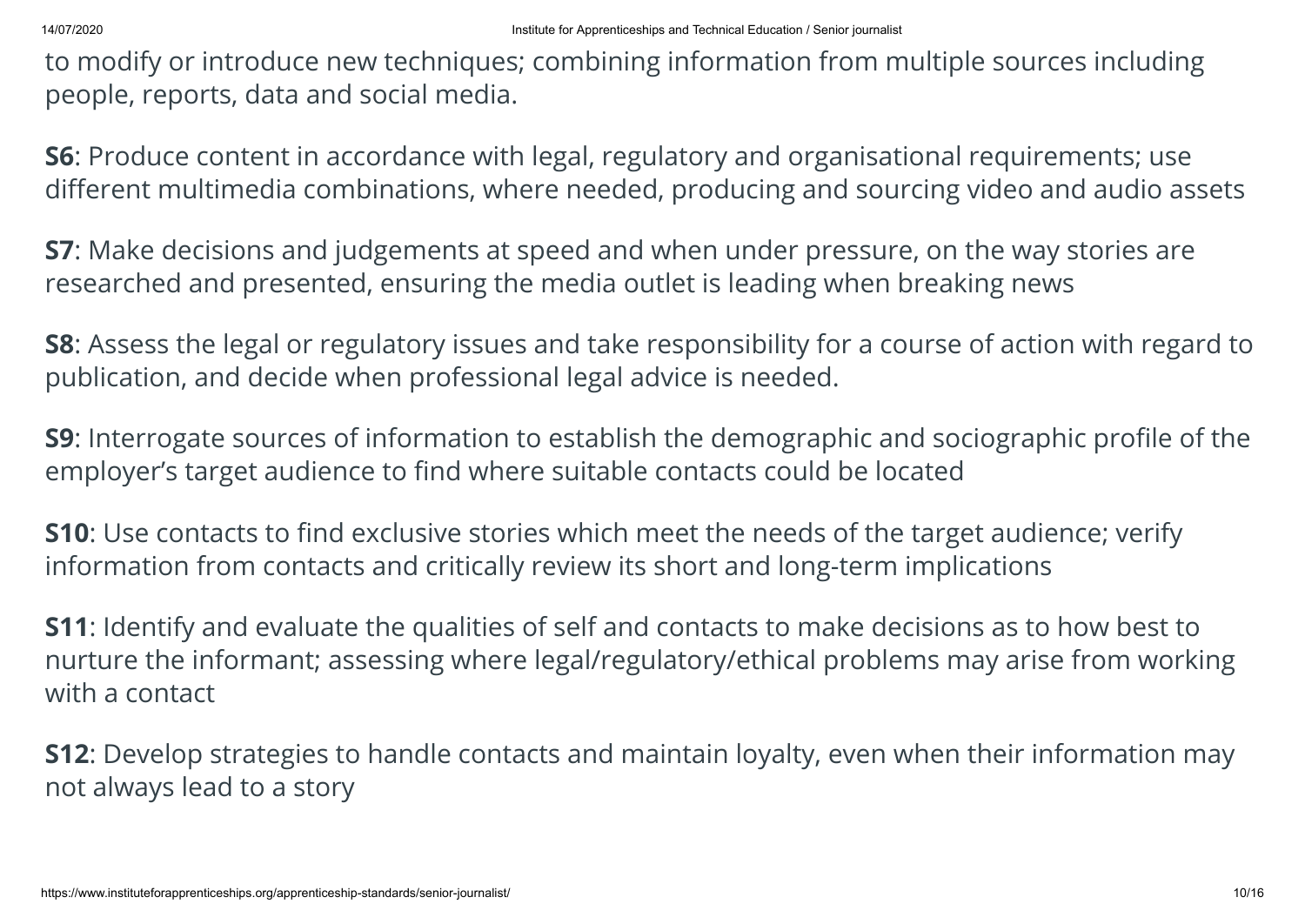to modify or introduce new techniques; combining information from multiple sources including people, reports, data and social media.

**S6**: Produce content in accordance with legal, regulatory and organisational requirements; use different multimedia combinations, where needed, producing and sourcing video and audio assets

**S7**: Make decisions and judgements at speed and when under pressure, on the way stories are researched and presented, ensuring the media outlet is leading when breaking news

**S8**: Assess the legal or regulatory issues and take responsibility for a course of action with regard to publication, and decide when professional legal advice is needed.

**S9**: Interrogate sources of information to establish the demographic and sociographic profile of the employer's target audience to find where suitable contacts could be located

**S10**: Use contacts to find exclusive stories which meet the needs of the target audience; verify information from contacts and critically review its short and long-term implications

**S11**: Identify and evaluate the qualities of self and contacts to make decisions as to how best to nurture the informant; assessing where legal/regulatory/ethical problems may arise from working with a contact

**S12**: Develop strategies to handle contacts and maintain loyalty, even when their information may not always lead to a story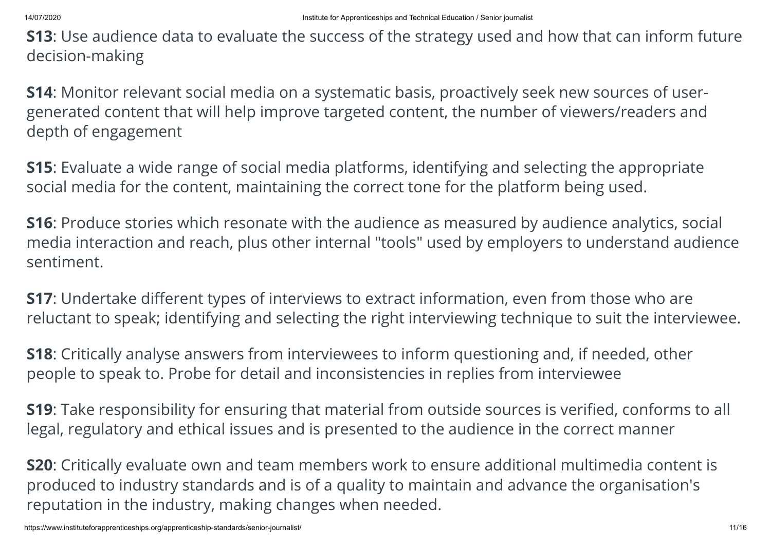**S13**: Use audience data to evaluate the success of the strategy used and how that can inform future decision-making

**S14**: Monitor relevant social media on a systematic basis, proactively seek new sources of user-generated content that will help improve targeted content, the number of viewers/readers and depth of engagement

**S15**: Evaluate a wide range of social media platforms, identifying and selecting the appropriate social media for the content, maintaining the correct tone for the platform being used.

**S16**: Produce stories which resonate with the audience as measured by audience analytics, social media interaction and reach, plus other internal "tools" used by employers to understand audience sentiment.

**S17**: Undertake different types of interviews to extract information, even from those who are reluctant to speak; identifying and selecting the right interviewing technique to suit the interviewee.

**S18**: Critically analyse answers from interviewees to inform questioning and, if needed, other people to speak to. Probe for detail and inconsistencies in replies from interviewee

**S19**: Take responsibility for ensuring that material from outside sources is verified, conforms to all legal, regulatory and ethical issues and is presented to the audience in the correct manner

**S20**: Critically evaluate own and team members work to ensure additional multimedia content is produced to industry standards and is of a quality to maintain and advance the organisation's reputation in the industry, making changes when needed.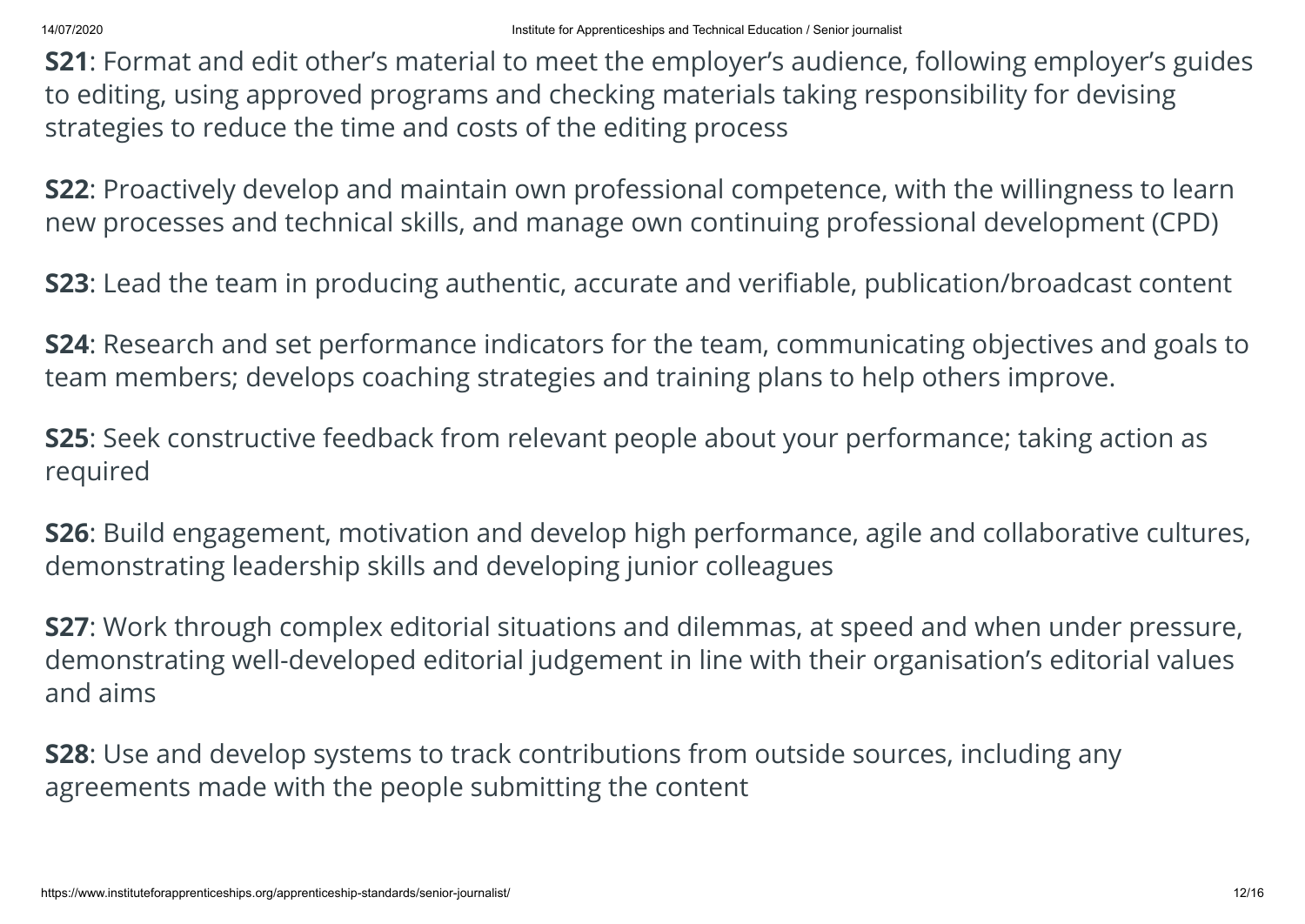**S21**: Format and edit other’s material to meet the employer’s audience, following employer’s guides to editing, using approved programs and checking materials taking responsibility for devising strategies to reduce the time and costs of the editing process

**S22**: Proactively develop and maintain own professional competence, with the willingness to learn new processes and technical skills, and manage own continuing professional development (CPD)

**S23**: Lead the team in producing authentic, accurate and verifiable, publication/broadcast content

**S24**: Research and set performance indicators for the team, communicating objectives and goals to team members; develops coaching strategies and training plans to help others improve.

**S25**: Seek constructive feedback from relevant people about your performance; taking action as required

**S26**: Build engagement, motivation and develop high performance, agile and collaborative cultures, demonstrating leadership skills and developing junior colleagues

**S27**: Work through complex editorial situations and dilemmas, at speed and when under pressure, demonstrating well-developed editorial judgement in line with their organisation’s editorial values and aims

**S28**: Use and develop systems to track contributions from outside sources, including any agreements made with the people submitting the content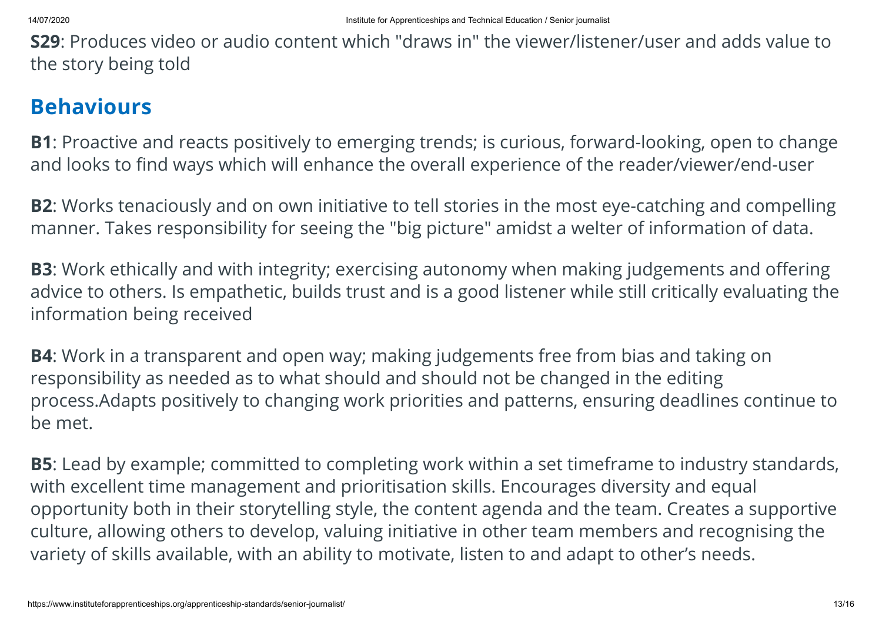**S29**: Produces video or audio content which "draws in" the viewer/listener/user and adds value to the story being told

## Behaviours

**B1**: Proactive and reacts positively to emerging trends; is curious, forward-looking, open to change and looks to find ways which will enhance the overall experience of the reader/viewer/end-user

**B2**: Works tenaciously and on own initiative to tell stories in the most eye-catching and compelling manner. Takes responsibility for seeing the "big picture" amidst a welter of information of data.

**B3**: Work ethically and with integrity; exercising autonomy when making judgements and offering advice to others. Is empathetic, builds trust and is a good listener while still critically evaluating the information being received

**B4**: Work in a transparent and open way; making judgements free from bias and taking on responsibility as needed as to what should and should not be changed in the editing process.Adapts positively to changing work priorities and patterns, ensuring deadlines continue to be met.

**B5**: Lead by example; committed to completing work within a set timeframe to industry standards, with excellent time management and prioritisation skills. Encourages diversity and equal opportunity both in their storytelling style, the content agenda and the team. Creates a supportive culture, allowing others to develop, valuing initiative in other team members and recognising the variety of skills available, with an ability to motivate, listen to and adapt to other's needs.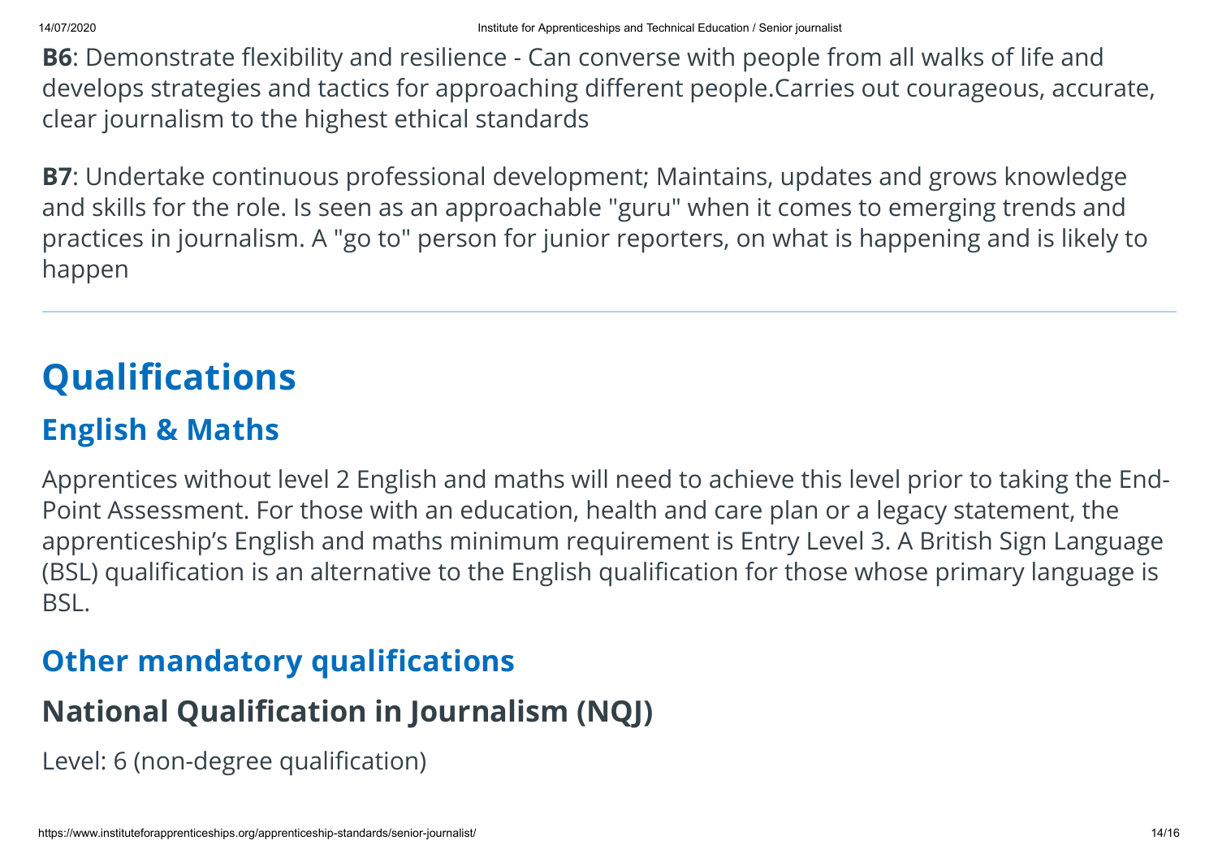**B6**: Demonstrate flexibility and resilience - Can converse with people from all walks of life and develops strategies and tactics for approaching different people.Carries out courageous, accurate, clear journalism to the highest ethical standards

**B7**: Undertake continuous professional development; Maintains, updates and grows knowledge and skills for the role. Is seen as an approachable "guru" when it comes to emerging trends and practices in journalism. A "go to" person for junior reporters, on what is happening and is likely to happen

---

# Qualifications

## English & Maths

Apprentices without level 2 English and maths will need to achieve this level prior to taking the End-Point Assessment. For those with an education, health and care plan or a legacy statement, the apprenticeship's English and maths minimum requirement is Entry Level 3. A British Sign Language (BSL) qualification is an alternative to the English qualification for those whose primary language is BSL.

## Other mandatory qualifications

### National Qualification in Journalism (NQJ)

Level: 6 (non-degree qualification)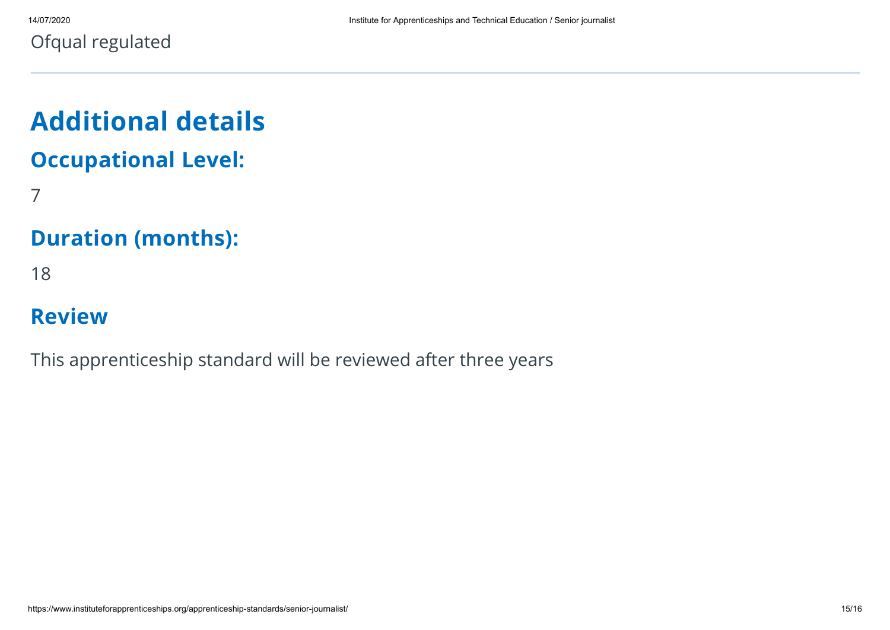Ofqual regulated

## Additional details

### Occupational Level:

7

### Duration (months):

18

### Review

This apprenticeship standard will be reviewed after three years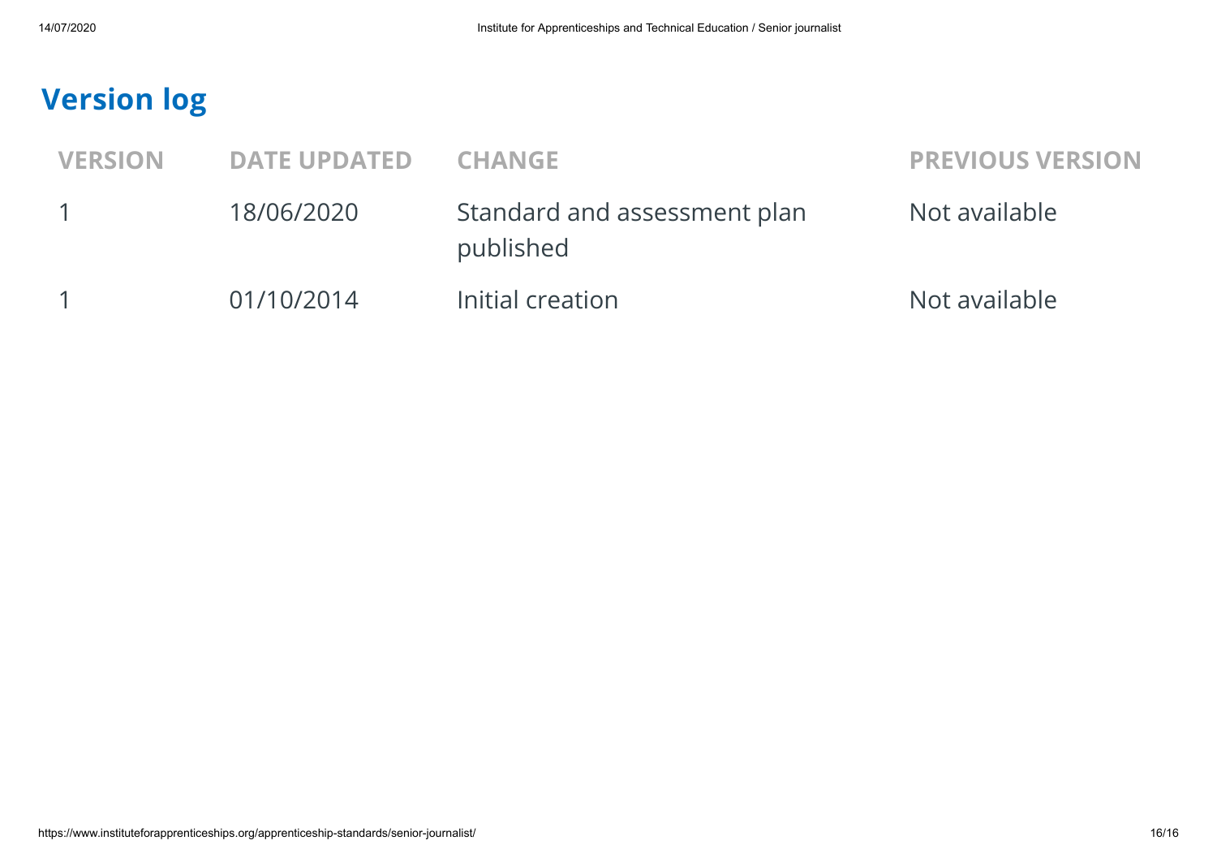## Version log

| VERSION | DATE UPDATED | CHANGE | PREVIOUS VERSION |
|---|---|---|---|
| 1 | 18/06/2020 | Standard and assessment plan published | Not available |
| 1 | 01/10/2014 | Initial creation | Not available |